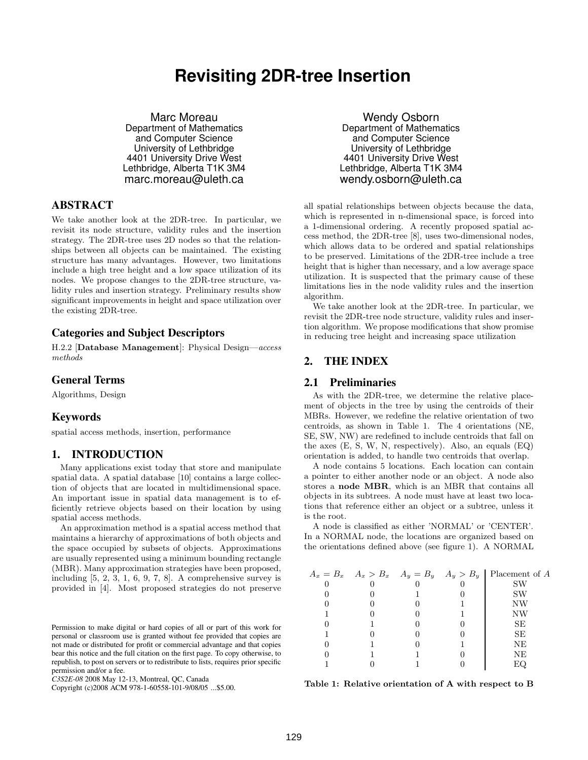# Revisiting 2DR-tree Insertion

Marc Moreau
Department of Mathematics and Computer Science
University of Lethbridge
4401 University Drive West
Lethbridge, Alberta T1K 3M4
marc.moreau@uleth.ca

Wendy Osborn
Department of Mathematics and Computer Science
University of Lethbridge
4401 University Drive West
Lethbridge, Alberta T1K 3M4
wendy.osborn@uleth.ca

## ABSTRACT

We take another look at the 2DR-tree. In particular, we revisit its node structure, validity rules and the insertion strategy. The 2DR-tree uses 2D nodes so that the relationships between all objects can be maintained. The existing structure has many advantages. However, two limitations include a high tree height and a low space utilization of its nodes. We propose changes to the 2DR-tree structure, validity rules and insertion strategy. Preliminary results show significant improvements in height and space utilization over the existing 2DR-tree.

## Categories and Subject Descriptors

H.2.2 [**Database Management**]: Physical Design—*access methods*

## General Terms

Algorithms, Design

## Keywords

spatial access methods, insertion, performance

## 1. INTRODUCTION

Many applications exist today that store and manipulate spatial data. A spatial database [10] contains a large collection of objects that are located in multidimensional space. An important issue in spatial data management is to efficiently retrieve objects based on their location by using spatial access methods.

An approximation method is a spatial access method that maintains a hierarchy of approximations of both objects and the space occupied by subsets of objects. Approximations are usually represented using a minimum bounding rectangle (MBR). Many approximation strategies have been proposed, including [5, 2, 3, 1, 6, 9, 7, 8]. A comprehensive survey is provided in [4]. Most proposed strategies do not preserve all spatial relationships between objects because the data, which is represented in n-dimensional space, is forced into a 1-dimensional ordering. A recently proposed spatial access method, the 2DR-tree [8], uses two-dimensional nodes, which allows data to be ordered and spatial relationships to be preserved. Limitations of the 2DR-tree include a tree height that is higher than necessary, and a low average space utilization. It is suspected that the primary cause of these limitations lies in the node validity rules and the insertion algorithm.

We take another look at the 2DR-tree. In particular, we revisit the 2DR-tree node structure, validity rules and insertion algorithm. We propose modifications that show promise in reducing tree height and increasing space utilization

Permission to make digital or hard copies of all or part of this work for personal or classroom use is granted without fee provided that copies are not made or distributed for profit or commercial advantage and that copies bear this notice and the full citation on the first page. To copy otherwise, to republish, to post on servers or to redistribute to lists, requires prior specific permission and/or a fee.
*C3S2E-08* 2008 May 12-13, Montreal, QC, Canada
Copyright (c)2008 ACM 978-1-60558-101-9/08/05 ...$5.00.

## 2. THE INDEX

### 2.1 Preliminaries

As with the 2DR-tree, we determine the relative placement of objects in the tree by using the centroids of their MBRs. However, we redefine the relative orientation of two centroids, as shown in Table 1. The 4 orientations (NE, SE, SW, NW) are redefined to include centroids that fall on the axes (E, S, W, N, respectively). Also, an equals (EQ) orientation is added, to handle two centroids that overlap.

A node contains 5 locations. Each location can contain a pointer to either another node or an object. A node also stores a **node MBR**, which is an MBR that contains all objects in its subtrees. A node must have at least two locations that reference either an object or a subtree, unless it is the root.

A node is classified as either 'NORMAL' or 'CENTER'. In a NORMAL node, the locations are organized based on the orientations defined above (see figure 1). A NORMAL

| $A_x = B_x$ | $A_x > B_x$ | $A_y = B_y$ | $A_y > B_y$ | Placement of $A$ |
|---|---|---|---|---|
| 0 | 0 | 0 | 0 | SW |
| 0 | 0 | 1 | 0 | SW |
| 0 | 0 | 0 | 1 | NW |
| 1 | 0 | 0 | 1 | NW |
| 0 | 1 | 0 | 0 | SE |
| 1 | 0 | 0 | 0 | SE |
| 0 | 1 | 0 | 1 | NE |
| 0 | 1 | 1 | 0 | NE |
| 1 | 0 | 1 | 0 | EQ |

**Table 1: Relative orientation of A with respect to B**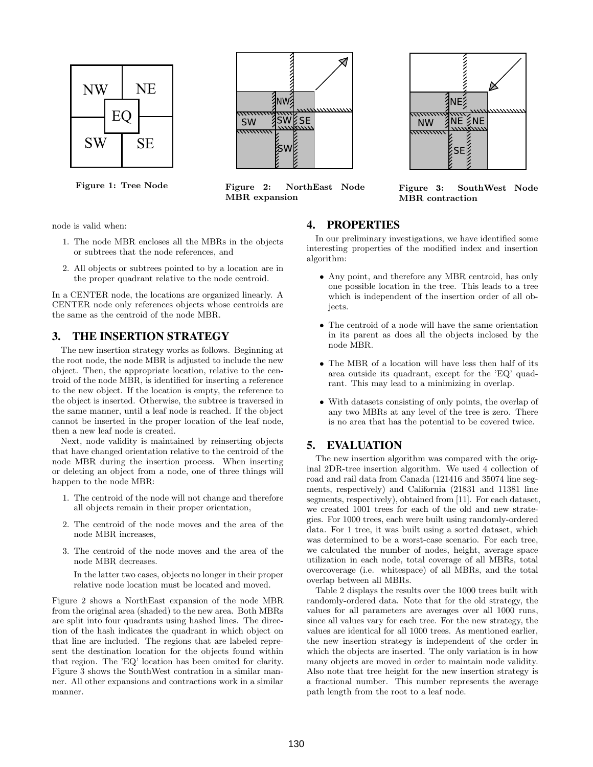Figure 1: Tree Node

Figure 2: NorthEast Node MBR expansion

Figure 3: SouthWest Node MBR contraction

node is valid when:

1. The node MBR encloses all the MBRs in the objects or subtrees that the node references, and
2. All objects or subtrees pointed to by a location are in the proper quadrant relative to the node centroid.

In a CENTER node, the locations are organized linearly. A CENTER node only references objects whose centroids are the same as the centroid of the node MBR.

## 3. THE INSERTION STRATEGY

The new insertion strategy works as follows. Beginning at the root node, the node MBR is adjusted to include the new object. Then, the appropriate location, relative to the centroid of the node MBR, is identified for inserting a reference to the new object. If the location is empty, the reference to the object is inserted. Otherwise, the subtree is traversed in the same manner, until a leaf node is reached. If the object cannot be inserted in the proper location of the leaf node, then a new leaf node is created.

Next, node validity is maintained by reinserting objects that have changed orientation relative to the centroid of the node MBR during the insertion process. When inserting or deleting an object from a node, one of three things will happen to the node MBR:

1. The centroid of the node will not change and therefore all objects remain in their proper orientation,
2. The centroid of the node moves and the area of the node MBR increases,
3. The centroid of the node moves and the area of the node MBR decreases.

   In the latter two cases, objects no longer in their proper relative node location must be located and moved.

Figure 2 shows a NorthEast expansion of the node MBR from the original area (shaded) to the new area. Both MBRs are split into four quadrants using hashed lines. The direction of the hash indicates the quadrant in which object on that line are included. The regions that are labeled represent the destination location for the objects found within that region. The 'EQ' location has been omited for clarity. Figure 3 shows the SouthWest contration in a similar manner. All other expansions and contractions work in a similar manner.

## 4. PROPERTIES

In our preliminary investigations, we have identified some interesting properties of the modified index and insertion algorithm:

- Any point, and therefore any MBR centroid, has only one possible location in the tree. This leads to a tree which is independent of the insertion order of all objects.
- The centroid of a node will have the same orientation in its parent as does all the objects inclosed by the node MBR.
- The MBR of a location will have less then half of its area outside its quadrant, except for the 'EQ' quadrant. This may lead to a minimizing in overlap.
- With datasets consisting of only points, the overlap of any two MBRs at any level of the tree is zero. There is no area that has the potential to be covered twice.

## 5. EVALUATION

The new insertion algorithm was compared with the original 2DR-tree insertion algorithm. We used 4 collection of road and rail data from Canada (121416 and 35074 line segments, respectively) and California (21831 and 11381 line segments, respectively), obtained from [11]. For each dataset, we created 1001 trees for each of the old and new strategies. For 1000 trees, each were built using randomly-ordered data. For 1 tree, it was built using a sorted dataset, which was determined to be a worst-case scenario. For each tree, we calculated the number of nodes, height, average space utilization in each node, total coverage of all MBRs, total overcoverage (i.e. whitespace) of all MBRs, and the total overlap between all MBRs.

Table 2 displays the results over the 1000 trees built with randomly-ordered data. Note that for the old strategy, the values for all parameters are averages over all 1000 runs, since all values vary for each tree. For the new strategy, the values are identical for all 1000 trees. As mentioned earlier, the new insertion strategy is independent of the order in which the objects are inserted. The only variation is in how many objects are moved in order to maintain node validity. Also note that tree height for the new insertion strategy is a fractional number. This number represents the average path length from the root to a leaf node.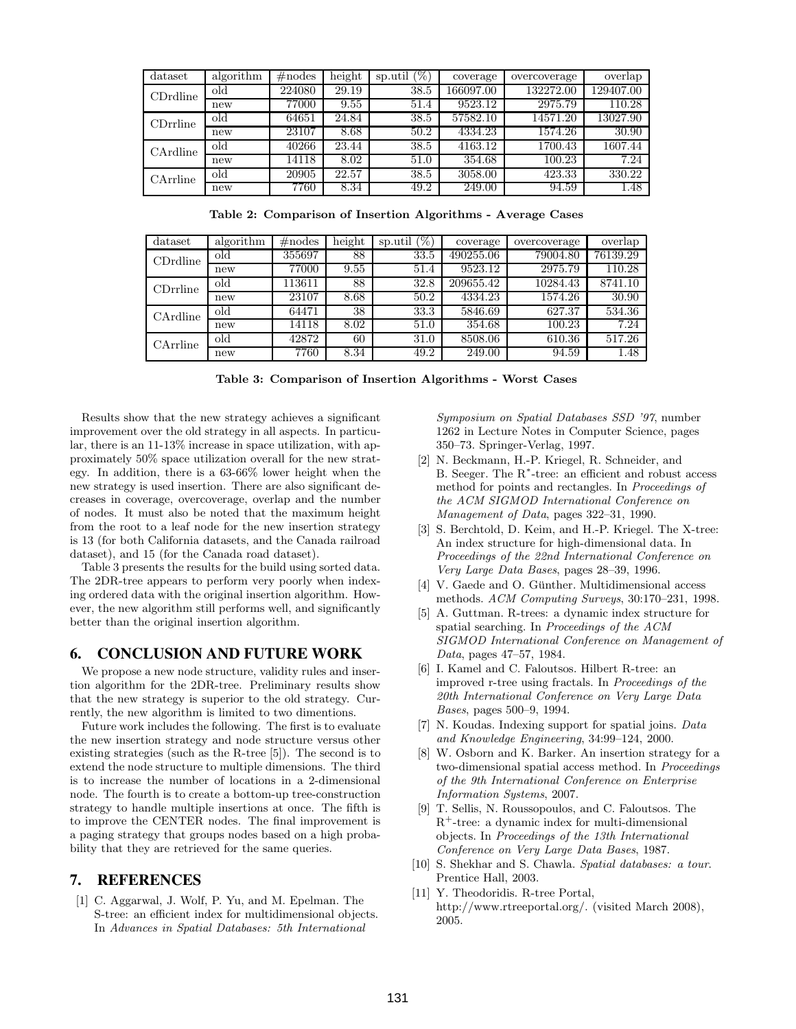| dataset | algorithm | #nodes | height | sp.util (%) | coverage | overcoverage | overlap |
|---|---|---|---|---|---|---|---|
| CDrdline | old | 224080 | 29.19 | 38.5 | 166097.00 | 132272.00 | 129407.00 |
| | new | 77000 | 9.55 | 51.4 | 9523.12 | 2975.79 | 110.28 |
| CDrrline | old | 64651 | 24.84 | 38.5 | 57582.10 | 14571.20 | 13027.90 |
| | new | 23107 | 8.68 | 50.2 | 4334.23 | 1574.26 | 30.90 |
| CArdline | old | 40266 | 23.44 | 38.5 | 4163.12 | 1700.43 | 1607.44 |
| | new | 14118 | 8.02 | 51.0 | 354.68 | 100.23 | 7.24 |
| CArrline | old | 20905 | 22.57 | 38.5 | 3058.00 | 423.33 | 330.22 |
| | new | 7760 | 8.34 | 49.2 | 249.00 | 94.59 | 1.48 |

**Table 2: Comparison of Insertion Algorithms - Average Cases**

| dataset | algorithm | #nodes | height | sp.util (%) | coverage | overcoverage | overlap |
|---|---|---|---|---|---|---|---|
| CDrdline | old | 355697 | 88 | 33.5 | 490255.06 | 79004.80 | 76139.29 |
| | new | 77000 | 9.55 | 51.4 | 9523.12 | 2975.79 | 110.28 |
| CDrrline | old | 113611 | 88 | 32.8 | 209655.42 | 10284.43 | 8741.10 |
| | new | 23107 | 8.68 | 50.2 | 4334.23 | 1574.26 | 30.90 |
| CArdline | old | 64471 | 38 | 33.3 | 5846.69 | 627.37 | 534.36 |
| | new | 14118 | 8.02 | 51.0 | 354.68 | 100.23 | 7.24 |
| CArrline | old | 42872 | 60 | 31.0 | 8508.06 | 610.36 | 517.26 |
| | new | 7760 | 8.34 | 49.2 | 249.00 | 94.59 | 1.48 |

**Table 3: Comparison of Insertion Algorithms - Worst Cases**

Results show that the new strategy achieves a significant improvement over the old strategy in all aspects. In particular, there is an 11-13% increase in space utilization, with approximately 50% space utilization overall for the new strategy. In addition, there is a 63-66% lower height when the new strategy is used insertion. There are also significant decreases in coverage, overcoverage, overlap and the number of nodes. It must also be noted that the maximum height from the root to a leaf node for the new insertion strategy is 13 (for both California datasets, and the Canada railroad dataset), and 15 (for the Canada road dataset).

Table 3 presents the results for the build using sorted data. The 2DR-tree appears to perform very poorly when indexing ordered data with the original insertion algorithm. However, the new algorithm still performs well, and significantly better than the original insertion algorithm.

## 6. CONCLUSION AND FUTURE WORK

We propose a new node structure, validity rules and insertion algorithm for the 2DR-tree. Preliminary results show that the new strategy is superior to the old strategy. Currently, the new algorithm is limited to two dimentions.

Future work includes the following. The first is to evaluate the new insertion strategy and node structure versus other existing strategies (such as the R-tree [5]). The second is to extend the node structure to multiple dimensions. The third is to increase the number of locations in a 2-dimensional node. The fourth is to create a bottom-up tree-construction strategy to handle multiple insertions at once. The fifth is to improve the CENTER nodes. The final improvement is a paging strategy that groups nodes based on a high probability that they are retrieved for the same queries.

## 7. REFERENCES

[1] C. Aggarwal, J. Wolf, P. Yu, and M. Epelman. The S-tree: an efficient index for multidimensional objects. In *Advances in Spatial Databases: 5th International Symposium on Spatial Databases SSD '97*, number 1262 in Lecture Notes in Computer Science, pages 350–73. Springer-Verlag, 1997.

[2] N. Beckmann, H.-P. Kriegel, R. Schneider, and B. Seeger. The R*-tree: an efficient and robust access method for points and rectangles. In *Proceedings of the ACM SIGMOD International Conference on Management of Data*, pages 322–31, 1990.

[3] S. Berchtold, D. Keim, and H.-P. Kriegel. The X-tree: An index structure for high-dimensional data. In *Proceedings of the 22nd International Conference on Very Large Data Bases*, pages 28–39, 1996.

[4] V. Gaede and O. Günther. Multidimensional access methods. *ACM Computing Surveys*, 30:170–231, 1998.

[5] A. Guttman. R-trees: a dynamic index structure for spatial searching. In *Proceedings of the ACM SIGMOD International Conference on Management of Data*, pages 47–57, 1984.

[6] I. Kamel and C. Faloutsos. Hilbert R-tree: an improved r-tree using fractals. In *Proceedings of the 20th International Conference on Very Large Data Bases*, pages 500–9, 1994.

[7] N. Koudas. Indexing support for spatial joins. *Data and Knowledge Engineering*, 34:99–124, 2000.

[8] W. Osborn and K. Barker. An insertion strategy for a two-dimensional spatial access method. In *Proceedings of the 9th International Conference on Enterprise Information Systems*, 2007.

[9] T. Sellis, N. Roussopoulos, and C. Faloutsos. The R+-tree: a dynamic index for multi-dimensional objects. In *Proceedings of the 13th International Conference on Very Large Data Bases*, 1987.

[10] S. Shekhar and S. Chawla. *Spatial databases: a tour*. Prentice Hall, 2003.

[11] Y. Theodoridis. R-tree Portal, http://www.rtreeportal.org/. (visited March 2008), 2005.